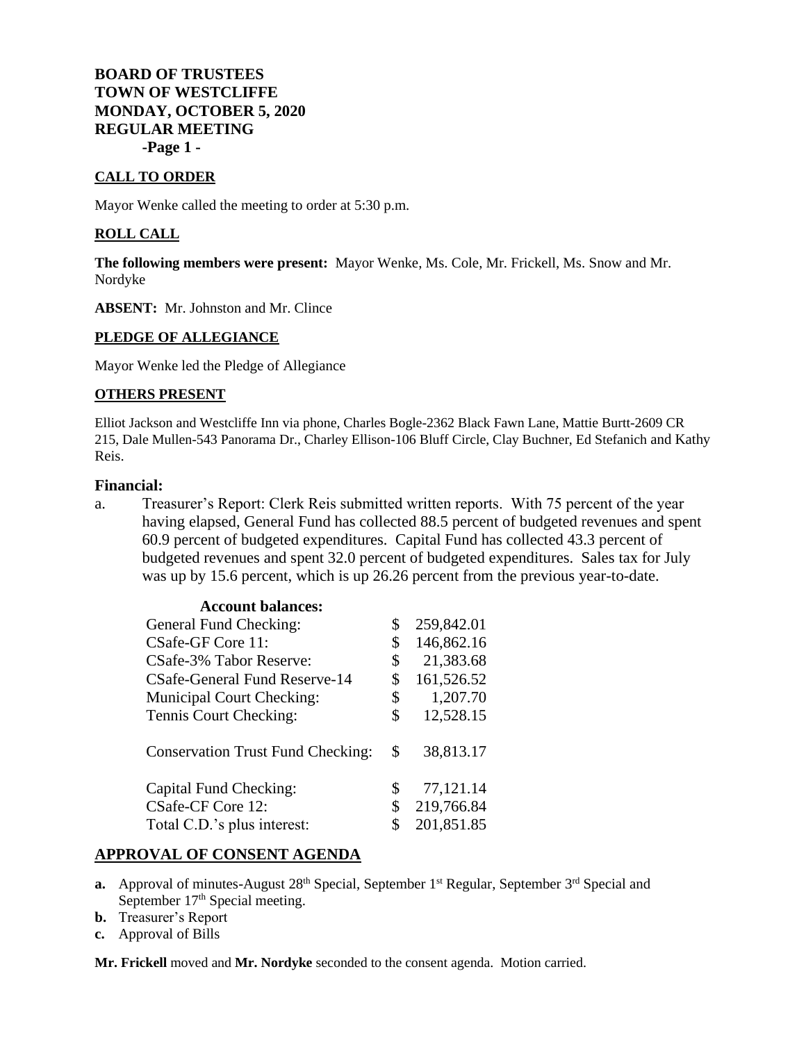# BOARD OF TRUSTEES
# TOWN OF WESTCLIFFE
# MONDAY, OCTOBER 5, 2020
# REGULAR MEETING

## CALL TO ORDER

Mayor Wenke called the meeting to order at 5:30 p.m.

## ROLL CALL

**The following members were present:** Mayor Wenke, Ms. Cole, Mr. Frickell, Ms. Snow and Mr. Nordyke

**ABSENT:** Mr. Johnston and Mr. Clince

## PLEDGE OF ALLEGIANCE

Mayor Wenke led the Pledge of Allegiance

## OTHERS PRESENT

Elliot Jackson and Westcliffe Inn via phone, Charles Bogle-2362 Black Fawn Lane, Mattie Burtt-2609 CR 215, Dale Mullen-543 Panorama Dr., Charley Ellison-106 Bluff Circle, Clay Buchner, Ed Stefanich and Kathy Reis.

## Financial:

a. Treasurer's Report: Clerk Reis submitted written reports. With 75 percent of the year having elapsed, General Fund has collected 88.5 percent of budgeted revenues and spent 60.9 percent of budgeted expenditures. Capital Fund has collected 43.3 percent of budgeted revenues and spent 32.0 percent of budgeted expenditures. Sales tax for July was up by 15.6 percent, which is up 26.26 percent from the previous year-to-date.

| **Account balances:** | |
|---|---|
| General Fund Checking: | $ 259,842.01 |
| CSafe-GF Core 11: | $ 146,862.16 |
| CSafe-3% Tabor Reserve: | $ 21,383.68 |
| CSafe-General Fund Reserve-14 | $ 161,526.52 |
| Municipal Court Checking: | $ 1,207.70 |
| Tennis Court Checking: | $ 12,528.15 |
| Conservation Trust Fund Checking: | $ 38,813.17 |
| Capital Fund Checking: | $ 77,121.14 |
| CSafe-CF Core 12: | $ 219,766.84 |
| Total C.D.'s plus interest: | $ 201,851.85 |

## APPROVAL OF CONSENT AGENDA

**a.** Approval of minutes-August 28th Special, September 1st Regular, September 3rd Special and September 17th Special meeting.
**b.** Treasurer's Report
**c.** Approval of Bills

**Mr. Frickell** moved and **Mr. Nordyke** seconded to the consent agenda. Motion carried.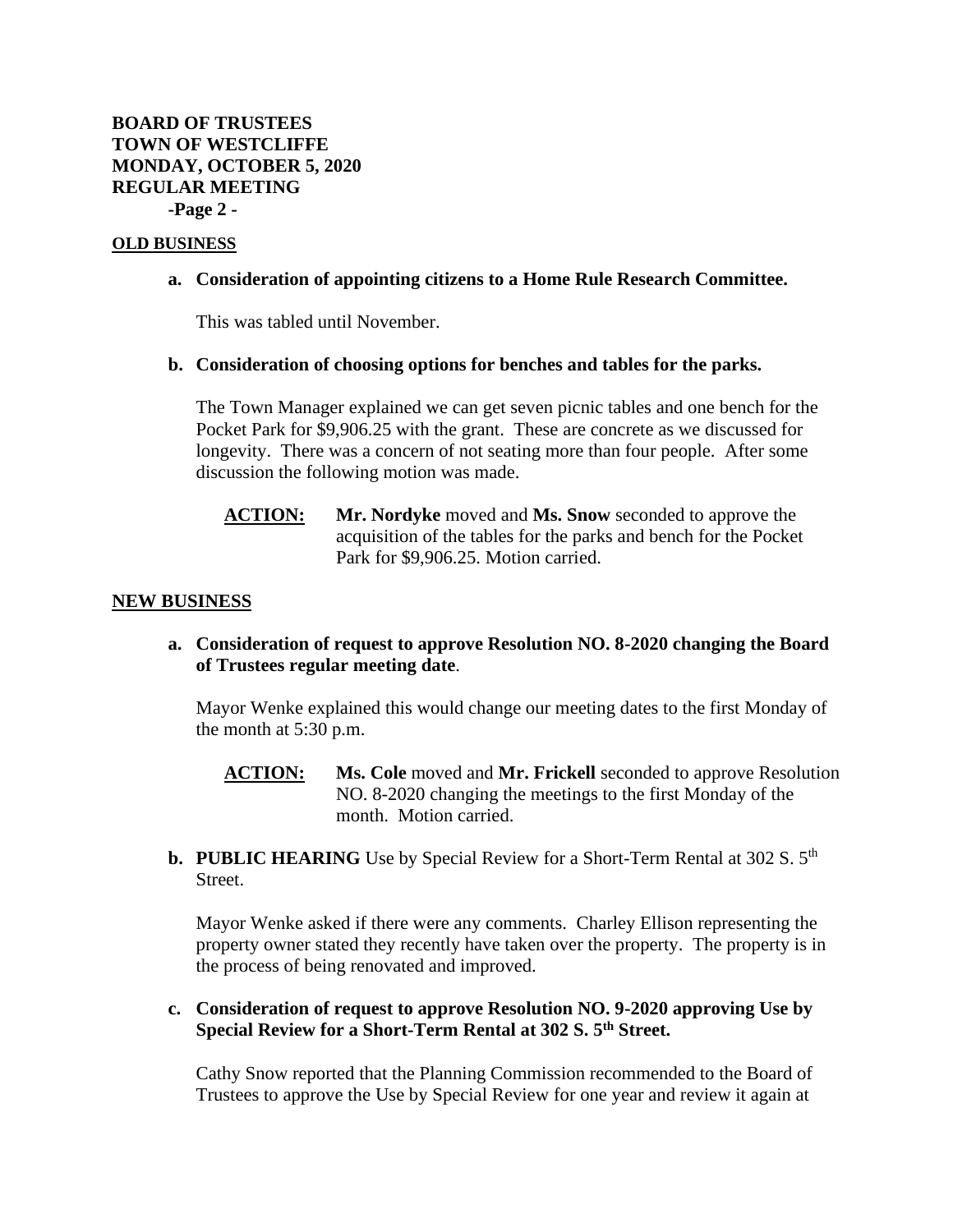**OLD BUSINESS**

**a. Consideration of appointing citizens to a Home Rule Research Committee.**

This was tabled until November.

**b. Consideration of choosing options for benches and tables for the parks.**

The Town Manager explained we can get seven picnic tables and one bench for the Pocket Park for $9,906.25 with the grant. These are concrete as we discussed for longevity. There was a concern of not seating more than four people. After some discussion the following motion was made.

**ACTION:** **Mr. Nordyke** moved and **Ms. Snow** seconded to approve the acquisition of the tables for the parks and bench for the Pocket Park for $9,906.25. Motion carried.

**NEW BUSINESS**

**a. Consideration of request to approve Resolution NO. 8-2020 changing the Board of Trustees regular meeting date**.

Mayor Wenke explained this would change our meeting dates to the first Monday of the month at 5:30 p.m.

**ACTION:** **Ms. Cole** moved and **Mr. Frickell** seconded to approve Resolution NO. 8-2020 changing the meetings to the first Monday of the month. Motion carried.

**b. PUBLIC HEARING** Use by Special Review for a Short-Term Rental at 302 S. 5th Street.

Mayor Wenke asked if there were any comments. Charley Ellison representing the property owner stated they recently have taken over the property. The property is in the process of being renovated and improved.

**c. Consideration of request to approve Resolution NO. 9-2020 approving Use by Special Review for a Short-Term Rental at 302 S. 5th Street.**

Cathy Snow reported that the Planning Commission recommended to the Board of Trustees to approve the Use by Special Review for one year and review it again at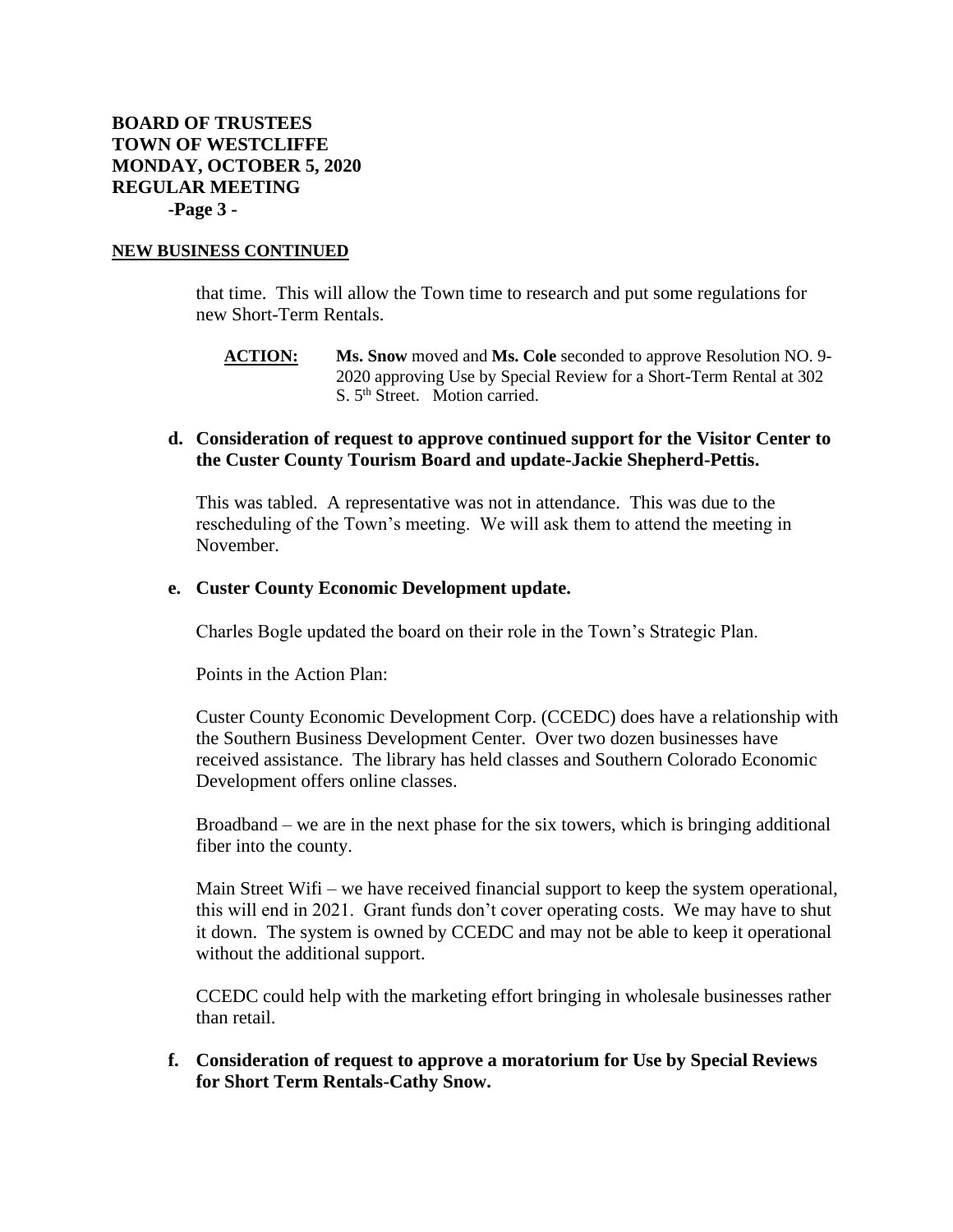**BOARD OF TRUSTEES**
**TOWN OF WESTCLIFFE**
**MONDAY, OCTOBER 5, 2020**
**REGULAR MEETING**
**-Page 3 -**

**NEW BUSINESS CONTINUED**

that time. This will allow the Town time to research and put some regulations for new Short-Term Rentals.

**ACTION:** **Ms. Snow** moved and **Ms. Cole** seconded to approve Resolution NO. 9-2020 approving Use by Special Review for a Short-Term Rental at 302 S. 5th Street. Motion carried.

**d. Consideration of request to approve continued support for the Visitor Center to the Custer County Tourism Board and update-Jackie Shepherd-Pettis.**

This was tabled. A representative was not in attendance. This was due to the rescheduling of the Town's meeting. We will ask them to attend the meeting in November.

**e. Custer County Economic Development update.**

Charles Bogle updated the board on their role in the Town's Strategic Plan.

Points in the Action Plan:

Custer County Economic Development Corp. (CCEDC) does have a relationship with the Southern Business Development Center. Over two dozen businesses have received assistance. The library has held classes and Southern Colorado Economic Development offers online classes.

Broadband – we are in the next phase for the six towers, which is bringing additional fiber into the county.

Main Street Wifi – we have received financial support to keep the system operational, this will end in 2021. Grant funds don't cover operating costs. We may have to shut it down. The system is owned by CCEDC and may not be able to keep it operational without the additional support.

CCEDC could help with the marketing effort bringing in wholesale businesses rather than retail.

**f. Consideration of request to approve a moratorium for Use by Special Reviews for Short Term Rentals-Cathy Snow.**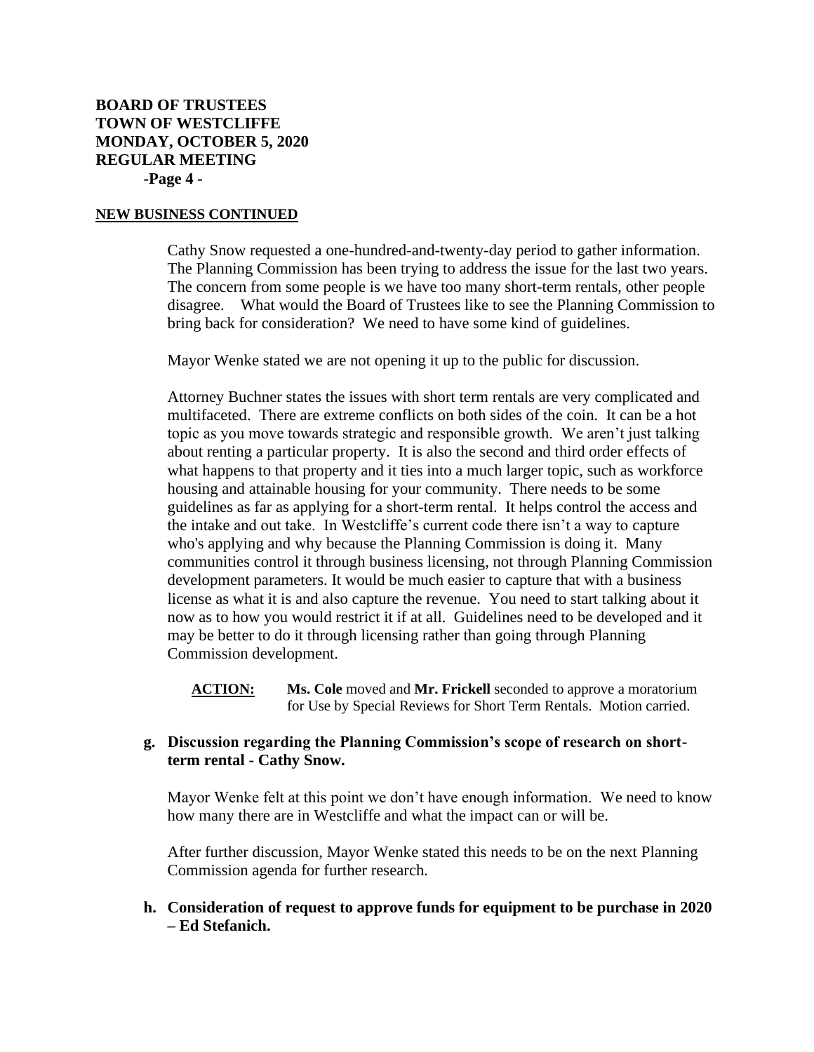**NEW BUSINESS CONTINUED**

Cathy Snow requested a one-hundred-and-twenty-day period to gather information. The Planning Commission has been trying to address the issue for the last two years. The concern from some people is we have too many short-term rentals, other people disagree. What would the Board of Trustees like to see the Planning Commission to bring back for consideration? We need to have some kind of guidelines.

Mayor Wenke stated we are not opening it up to the public for discussion.

Attorney Buchner states the issues with short term rentals are very complicated and multifaceted. There are extreme conflicts on both sides of the coin. It can be a hot topic as you move towards strategic and responsible growth. We aren't just talking about renting a particular property. It is also the second and third order effects of what happens to that property and it ties into a much larger topic, such as workforce housing and attainable housing for your community. There needs to be some guidelines as far as applying for a short-term rental. It helps control the access and the intake and out take. In Westcliffe's current code there isn't a way to capture who's applying and why because the Planning Commission is doing it. Many communities control it through business licensing, not through Planning Commission development parameters. It would be much easier to capture that with a business license as what it is and also capture the revenue. You need to start talking about it now as to how you would restrict it if at all. Guidelines need to be developed and it may be better to do it through licensing rather than going through Planning Commission development.

> **ACTION:** **Ms. Cole** moved and **Mr. Frickell** seconded to approve a moratorium for Use by Special Reviews for Short Term Rentals. Motion carried.

**g. Discussion regarding the Planning Commission's scope of research on short-term rental - Cathy Snow.**

Mayor Wenke felt at this point we don't have enough information. We need to know how many there are in Westcliffe and what the impact can or will be.

After further discussion, Mayor Wenke stated this needs to be on the next Planning Commission agenda for further research.

**h. Consideration of request to approve funds for equipment to be purchase in 2020 – Ed Stefanich.**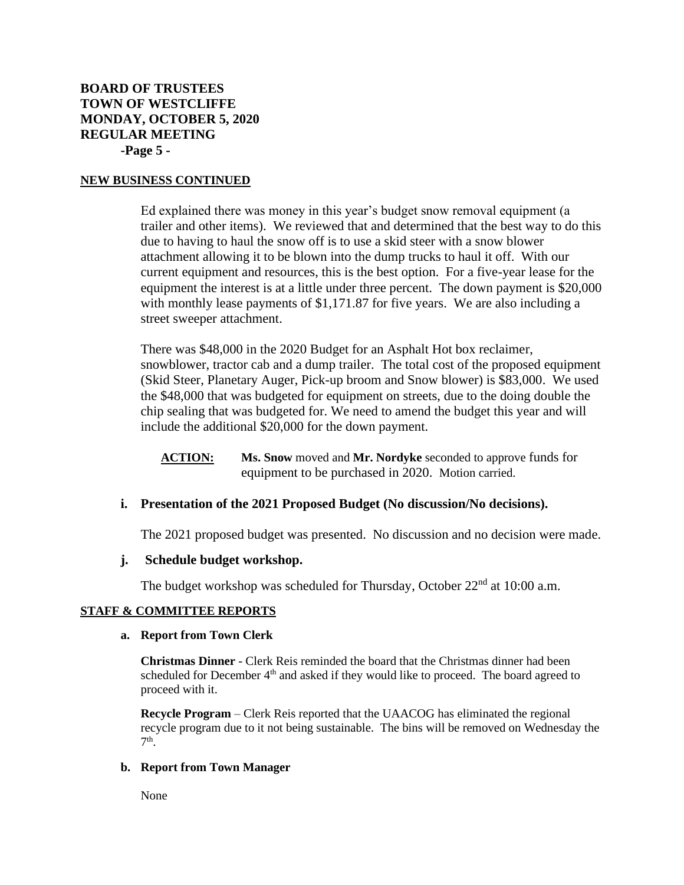**BOARD OF TRUSTEES**
**TOWN OF WESTCLIFFE**
**MONDAY, OCTOBER 5, 2020**
**REGULAR MEETING**
**-Page 5 -**

**NEW BUSINESS CONTINUED**

Ed explained there was money in this year's budget snow removal equipment (a trailer and other items). We reviewed that and determined that the best way to do this due to having to haul the snow off is to use a skid steer with a snow blower attachment allowing it to be blown into the dump trucks to haul it off. With our current equipment and resources, this is the best option. For a five-year lease for the equipment the interest is at a little under three percent. The down payment is $20,000 with monthly lease payments of $1,171.87 for five years. We are also including a street sweeper attachment.

There was $48,000 in the 2020 Budget for an Asphalt Hot box reclaimer, snowblower, tractor cab and a dump trailer. The total cost of the proposed equipment (Skid Steer, Planetary Auger, Pick-up broom and Snow blower) is $83,000. We used the $48,000 that was budgeted for equipment on streets, due to the doing double the chip sealing that was budgeted for. We need to amend the budget this year and will include the additional $20,000 for the down payment.

**ACTION:** **Ms. Snow** moved and **Mr. Nordyke** seconded to approve funds for equipment to be purchased in 2020. Motion carried.

### i. Presentation of the 2021 Proposed Budget (No discussion/No decisions).

The 2021 proposed budget was presented. No discussion and no decision were made.

### j. Schedule budget workshop.

The budget workshop was scheduled for Thursday, October 22nd at 10:00 a.m.

**STAFF & COMMITTEE REPORTS**

**a. Report from Town Clerk**

**Christmas Dinner** - Clerk Reis reminded the board that the Christmas dinner had been scheduled for December 4th and asked if they would like to proceed. The board agreed to proceed with it.

**Recycle Program** – Clerk Reis reported that the UAACOG has eliminated the regional recycle program due to it not being sustainable. The bins will be removed on Wednesday the 7th.

**b. Report from Town Manager**

None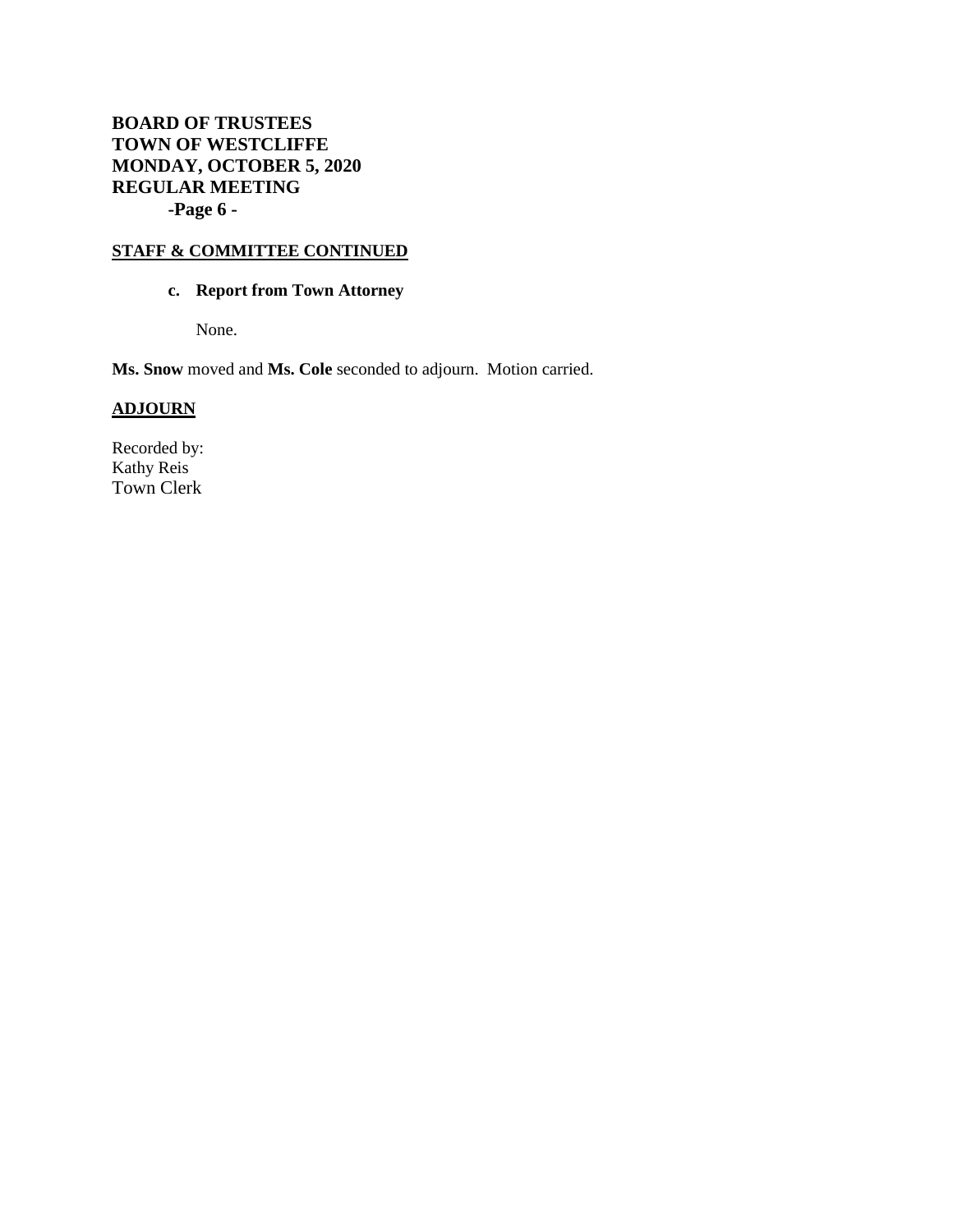**STAFF & COMMITTEE CONTINUED**

**c. Report from Town Attorney**

None.

**Ms. Snow** moved and **Ms. Cole** seconded to adjourn. Motion carried.

**ADJOURN**

Recorded by:
Kathy Reis
Town Clerk